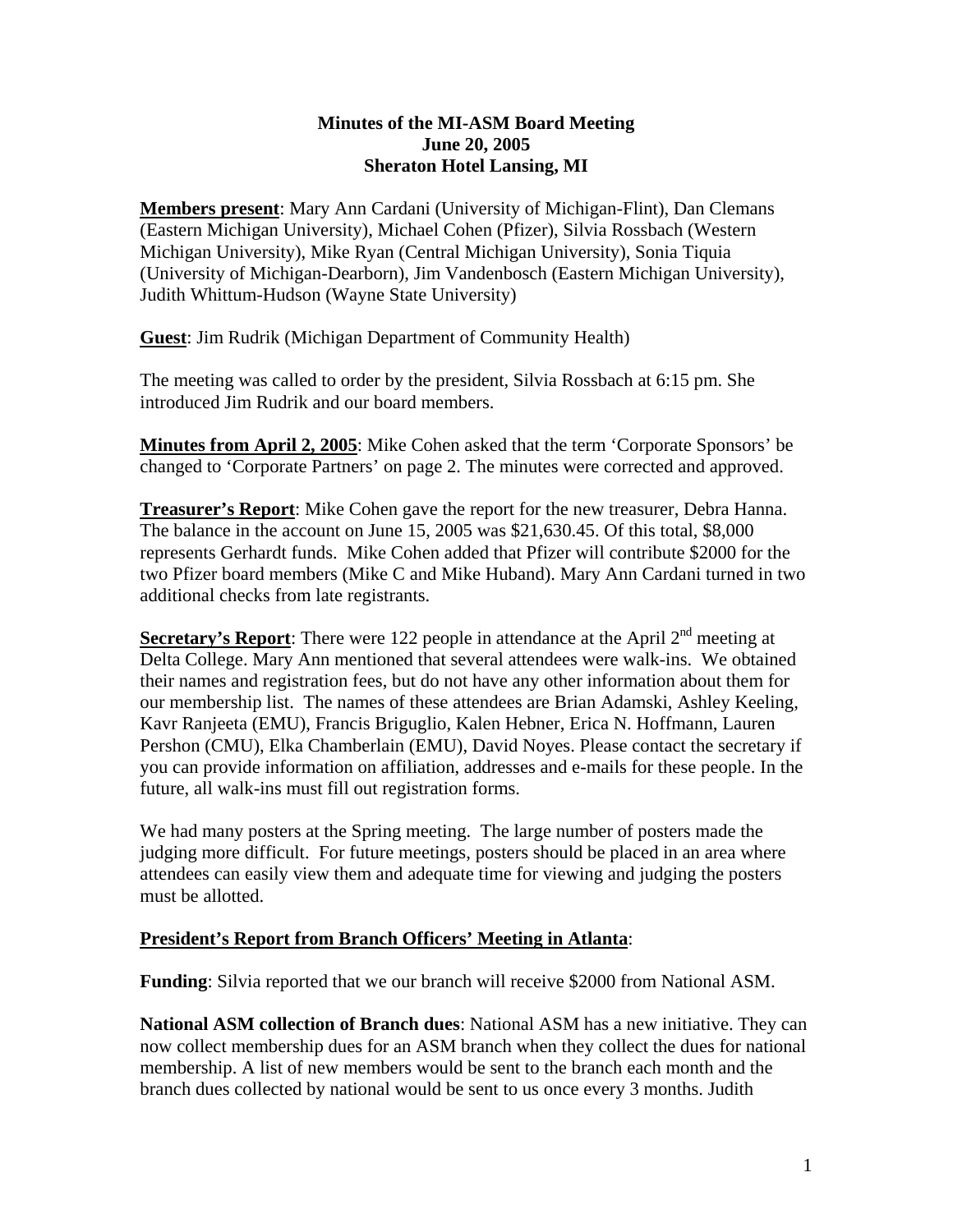**Minutes of the MI-ASM Board Meeting**
**June 20, 2005**
**Sheraton Hotel Lansing, MI**

**Members present**: Mary Ann Cardani (University of Michigan-Flint), Dan Clemans (Eastern Michigan University), Michael Cohen (Pfizer), Silvia Rossbach (Western Michigan University), Mike Ryan (Central Michigan University), Sonia Tiquia (University of Michigan-Dearborn), Jim Vandenbosch (Eastern Michigan University), Judith Whittum-Hudson (Wayne State University)

**Guest**: Jim Rudrik (Michigan Department of Community Health)

The meeting was called to order by the president, Silvia Rossbach at 6:15 pm. She introduced Jim Rudrik and our board members.

**Minutes from April 2, 2005**: Mike Cohen asked that the term 'Corporate Sponsors' be changed to 'Corporate Partners' on page 2. The minutes were corrected and approved.

**Treasurer's Report**: Mike Cohen gave the report for the new treasurer, Debra Hanna. The balance in the account on June 15, 2005 was $21,630.45. Of this total, $8,000 represents Gerhardt funds. Mike Cohen added that Pfizer will contribute $2000 for the two Pfizer board members (Mike C and Mike Huband). Mary Ann Cardani turned in two additional checks from late registrants.

**Secretary's Report**: There were 122 people in attendance at the April 2nd meeting at Delta College. Mary Ann mentioned that several attendees were walk-ins. We obtained their names and registration fees, but do not have any other information about them for our membership list. The names of these attendees are Brian Adamski, Ashley Keeling, Kavr Ranjeeta (EMU), Francis Briguglio, Kalen Hebner, Erica N. Hoffmann, Lauren Pershon (CMU), Elka Chamberlain (EMU), David Noyes. Please contact the secretary if you can provide information on affiliation, addresses and e-mails for these people. In the future, all walk-ins must fill out registration forms.

We had many posters at the Spring meeting. The large number of posters made the judging more difficult. For future meetings, posters should be placed in an area where attendees can easily view them and adequate time for viewing and judging the posters must be allotted.

**President's Report from Branch Officers' Meeting in Atlanta**:

**Funding**: Silvia reported that we our branch will receive $2000 from National ASM.

**National ASM collection of Branch dues**: National ASM has a new initiative. They can now collect membership dues for an ASM branch when they collect the dues for national membership. A list of new members would be sent to the branch each month and the branch dues collected by national would be sent to us once every 3 months. Judith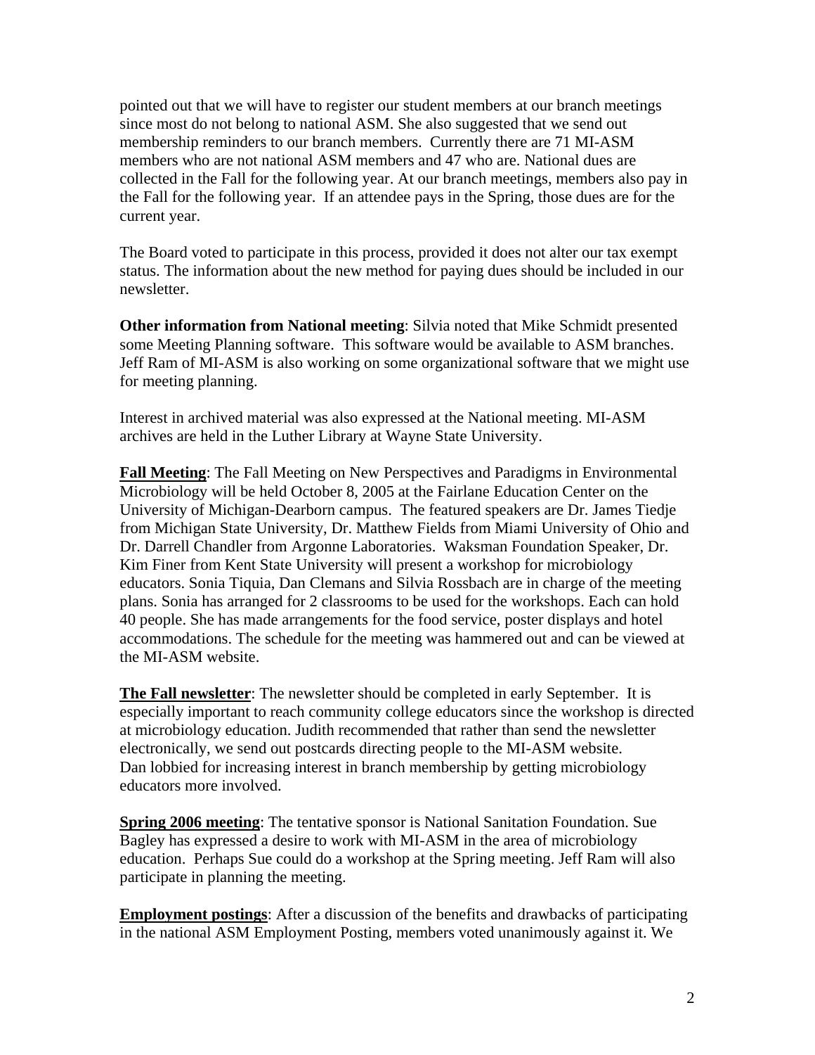pointed out that we will have to register our student members at our branch meetings since most do not belong to national ASM. She also suggested that we send out membership reminders to our branch members. Currently there are 71 MI-ASM members who are not national ASM members and 47 who are. National dues are collected in the Fall for the following year. At our branch meetings, members also pay in the Fall for the following year. If an attendee pays in the Spring, those dues are for the current year.

The Board voted to participate in this process, provided it does not alter our tax exempt status. The information about the new method for paying dues should be included in our newsletter.

**Other information from National meeting**: Silvia noted that Mike Schmidt presented some Meeting Planning software. This software would be available to ASM branches. Jeff Ram of MI-ASM is also working on some organizational software that we might use for meeting planning.

Interest in archived material was also expressed at the National meeting. MI-ASM archives are held in the Luther Library at Wayne State University.

**Fall Meeting**: The Fall Meeting on New Perspectives and Paradigms in Environmental Microbiology will be held October 8, 2005 at the Fairlane Education Center on the University of Michigan-Dearborn campus. The featured speakers are Dr. James Tiedje from Michigan State University, Dr. Matthew Fields from Miami University of Ohio and Dr. Darrell Chandler from Argonne Laboratories. Waksman Foundation Speaker, Dr. Kim Finer from Kent State University will present a workshop for microbiology educators. Sonia Tiquia, Dan Clemans and Silvia Rossbach are in charge of the meeting plans. Sonia has arranged for 2 classrooms to be used for the workshops. Each can hold 40 people. She has made arrangements for the food service, poster displays and hotel accommodations. The schedule for the meeting was hammered out and can be viewed at the MI-ASM website.

**The Fall newsletter**: The newsletter should be completed in early September. It is especially important to reach community college educators since the workshop is directed at microbiology education. Judith recommended that rather than send the newsletter electronically, we send out postcards directing people to the MI-ASM website. Dan lobbied for increasing interest in branch membership by getting microbiology educators more involved.

**Spring 2006 meeting**: The tentative sponsor is National Sanitation Foundation. Sue Bagley has expressed a desire to work with MI-ASM in the area of microbiology education. Perhaps Sue could do a workshop at the Spring meeting. Jeff Ram will also participate in planning the meeting.

**Employment postings**: After a discussion of the benefits and drawbacks of participating in the national ASM Employment Posting, members voted unanimously against it. We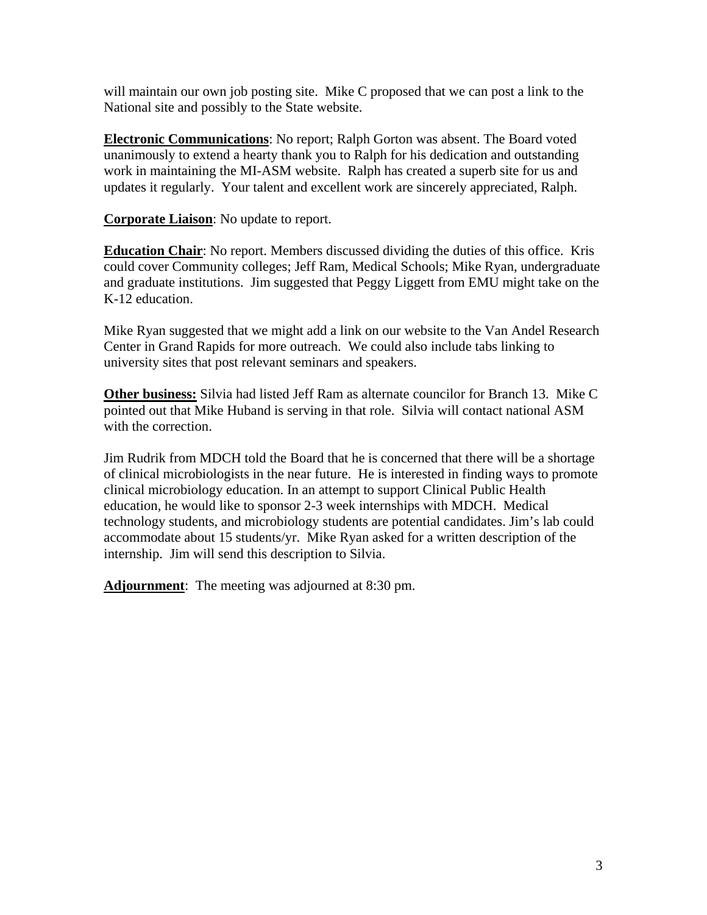will maintain our own job posting site. Mike C proposed that we can post a link to the National site and possibly to the State website.

**Electronic Communications**: No report; Ralph Gorton was absent. The Board voted unanimously to extend a hearty thank you to Ralph for his dedication and outstanding work in maintaining the MI-ASM website. Ralph has created a superb site for us and updates it regularly. Your talent and excellent work are sincerely appreciated, Ralph.

**Corporate Liaison**: No update to report.

**Education Chair**: No report. Members discussed dividing the duties of this office. Kris could cover Community colleges; Jeff Ram, Medical Schools; Mike Ryan, undergraduate and graduate institutions. Jim suggested that Peggy Liggett from EMU might take on the K-12 education.

Mike Ryan suggested that we might add a link on our website to the Van Andel Research Center in Grand Rapids for more outreach. We could also include tabs linking to university sites that post relevant seminars and speakers.

**Other business:** Silvia had listed Jeff Ram as alternate councilor for Branch 13. Mike C pointed out that Mike Huband is serving in that role. Silvia will contact national ASM with the correction.

Jim Rudrik from MDCH told the Board that he is concerned that there will be a shortage of clinical microbiologists in the near future. He is interested in finding ways to promote clinical microbiology education. In an attempt to support Clinical Public Health education, he would like to sponsor 2-3 week internships with MDCH. Medical technology students, and microbiology students are potential candidates. Jim's lab could accommodate about 15 students/yr. Mike Ryan asked for a written description of the internship. Jim will send this description to Silvia.

**Adjournment**: The meeting was adjourned at 8:30 pm.